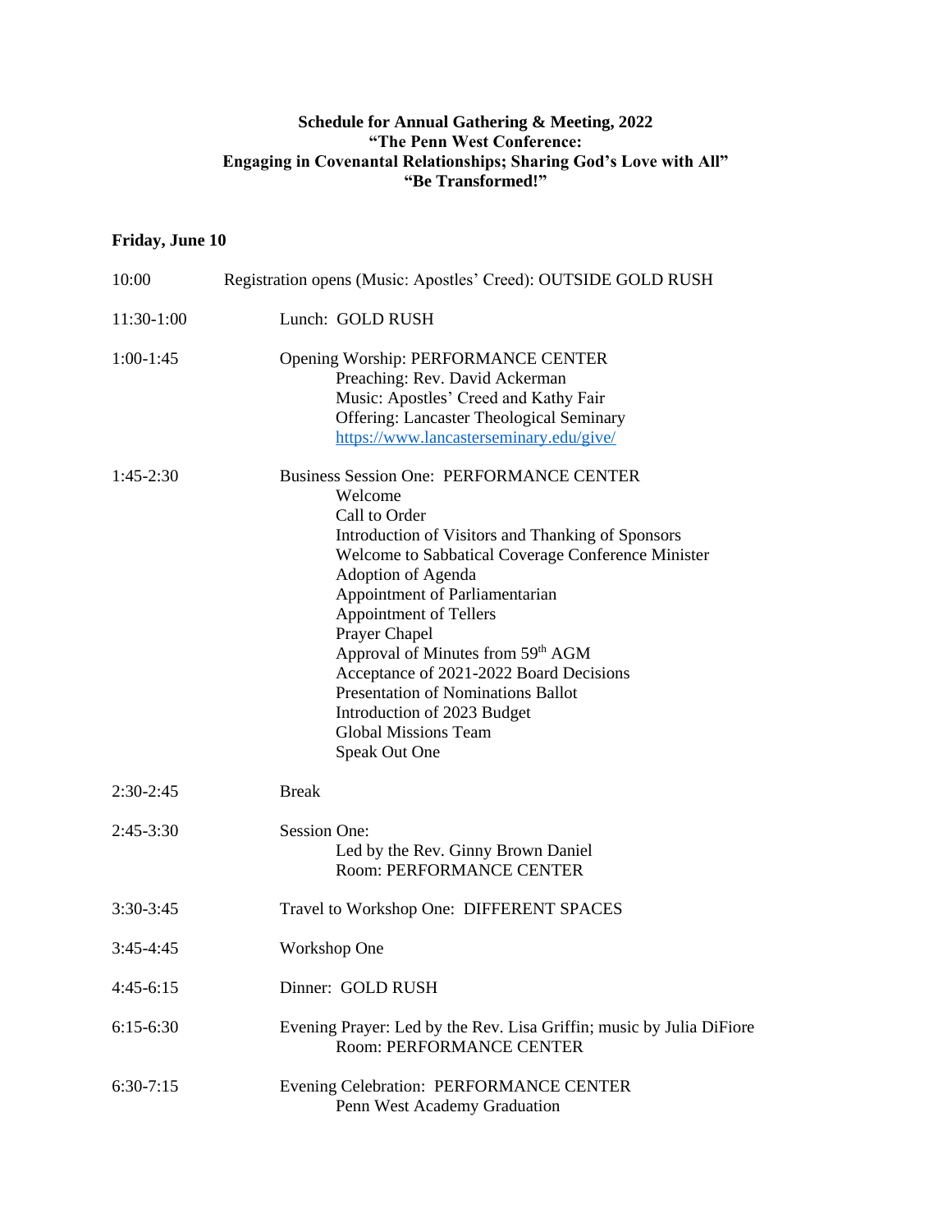**Schedule for Annual Gathering & Meeting, 2022**
**"The Penn West Conference:**
**Engaging in Covenantal Relationships; Sharing God's Love with All"**
**"Be Transformed!"**

**Friday, June 10**

10:00 Registration opens (Music: Apostles' Creed): OUTSIDE GOLD RUSH

11:30-1:00 Lunch: GOLD RUSH

1:00-1:45 Opening Worship: PERFORMANCE CENTER
- Preaching: Rev. David Ackerman
- Music: Apostles' Creed and Kathy Fair
- Offering: Lancaster Theological Seminary
- https://www.lancasterseminary.edu/give/

1:45-2:30 Business Session One: PERFORMANCE CENTER
- Welcome
- Call to Order
- Introduction of Visitors and Thanking of Sponsors
- Welcome to Sabbatical Coverage Conference Minister
- Adoption of Agenda
- Appointment of Parliamentarian
- Appointment of Tellers
- Prayer Chapel
- Approval of Minutes from 59th AGM
- Acceptance of 2021-2022 Board Decisions
- Presentation of Nominations Ballot
- Introduction of 2023 Budget
- Global Missions Team
- Speak Out One

2:30-2:45 Break

2:45-3:30 Session One:
- Led by the Rev. Ginny Brown Daniel
- Room: PERFORMANCE CENTER

3:30-3:45 Travel to Workshop One: DIFFERENT SPACES

3:45-4:45 Workshop One

4:45-6:15 Dinner: GOLD RUSH

6:15-6:30 Evening Prayer: Led by the Rev. Lisa Griffin; music by Julia DiFiore
- Room: PERFORMANCE CENTER

6:30-7:15 Evening Celebration: PERFORMANCE CENTER
- Penn West Academy Graduation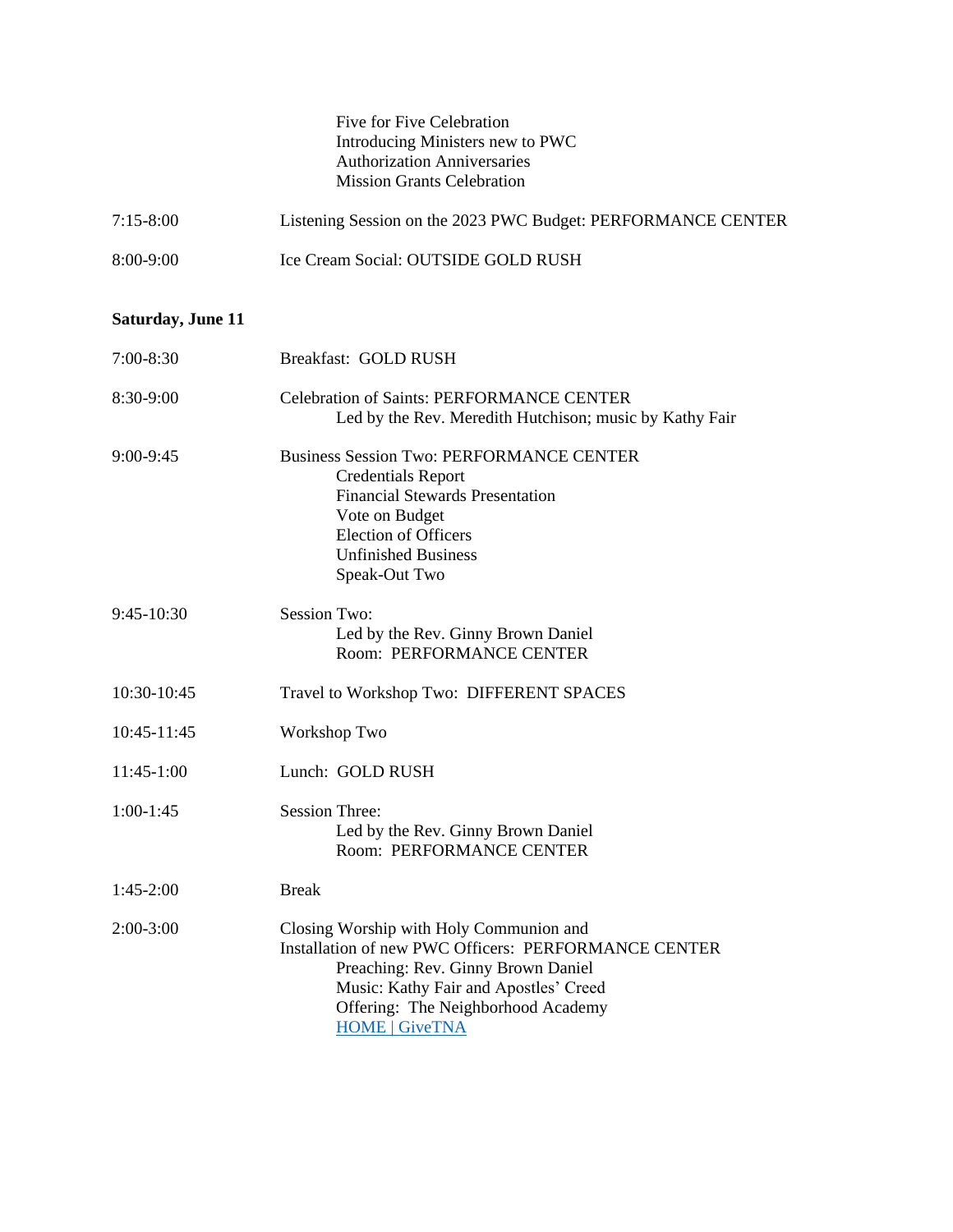Five for Five Celebration
Introducing Ministers new to PWC
Authorization Anniversaries
Mission Grants Celebration

7:15-8:00 Listening Session on the 2023 PWC Budget: PERFORMANCE CENTER

8:00-9:00 Ice Cream Social: OUTSIDE GOLD RUSH

**Saturday, June 11**

7:00-8:30 Breakfast: GOLD RUSH

8:30-9:00 Celebration of Saints: PERFORMANCE CENTER
Led by the Rev. Meredith Hutchison; music by Kathy Fair

9:00-9:45 Business Session Two: PERFORMANCE CENTER
Credentials Report
Financial Stewards Presentation
Vote on Budget
Election of Officers
Unfinished Business
Speak-Out Two

9:45-10:30 Session Two:
Led by the Rev. Ginny Brown Daniel
Room: PERFORMANCE CENTER

10:30-10:45 Travel to Workshop Two: DIFFERENT SPACES

10:45-11:45 Workshop Two

11:45-1:00 Lunch: GOLD RUSH

1:00-1:45 Session Three:
Led by the Rev. Ginny Brown Daniel
Room: PERFORMANCE CENTER

1:45-2:00 Break

2:00-3:00 Closing Worship with Holy Communion and
Installation of new PWC Officers: PERFORMANCE CENTER
Preaching: Rev. Ginny Brown Daniel
Music: Kathy Fair and Apostles' Creed
Offering: The Neighborhood Academy
HOME | GiveTNA